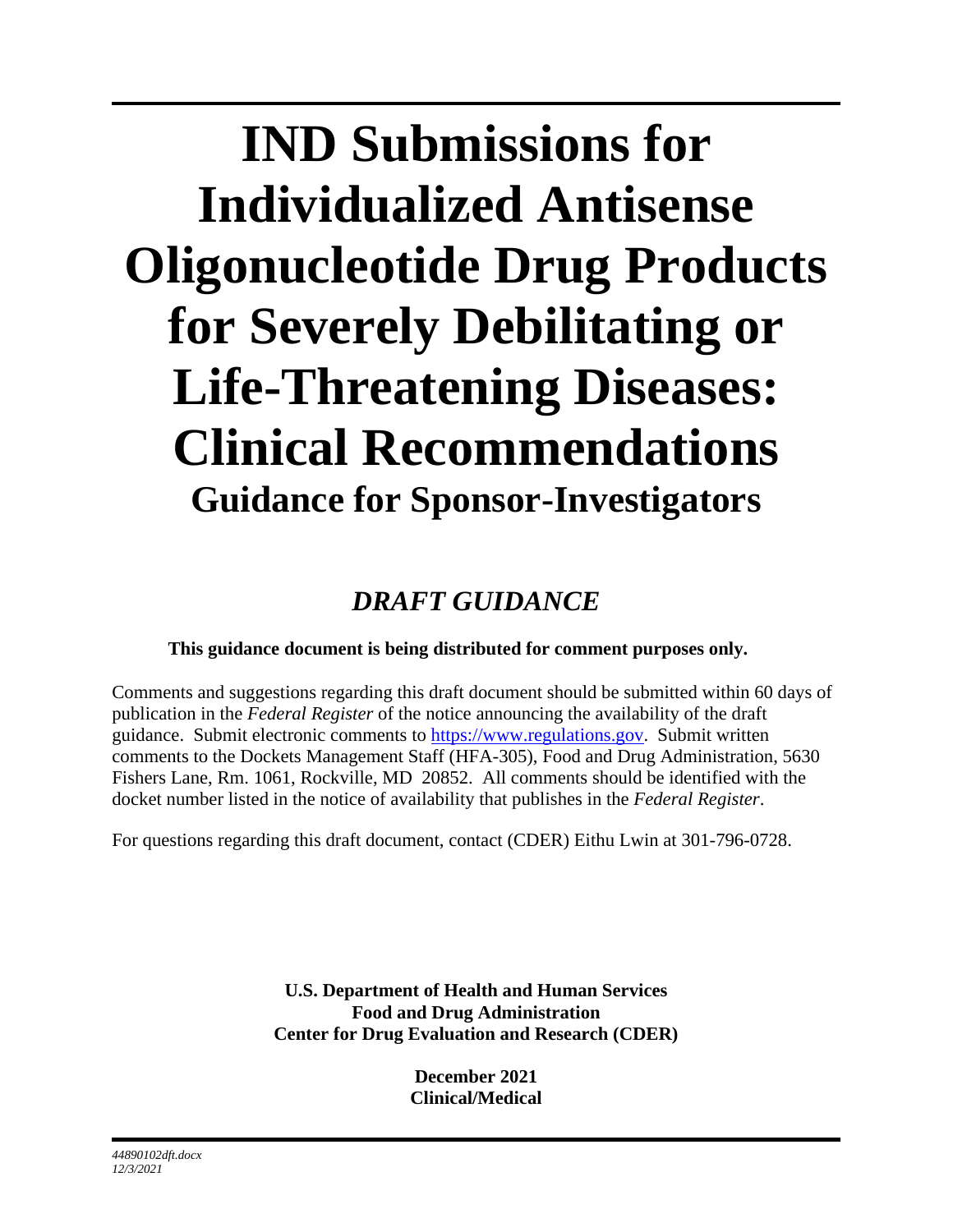# IND Submissions for Individualized Antisense Oligonucleotide Drug Products for Severely Debilitating or Life-Threatening Diseases: Clinical Recommendations

## Guidance for Sponsor-Investigators

## *DRAFT GUIDANCE*

**This guidance document is being distributed for comment purposes only.**

Comments and suggestions regarding this draft document should be submitted within 60 days of publication in the *Federal Register* of the notice announcing the availability of the draft guidance. Submit electronic comments to https://www.regulations.gov. Submit written comments to the Dockets Management Staff (HFA-305), Food and Drug Administration, 5630 Fishers Lane, Rm. 1061, Rockville, MD 20852. All comments should be identified with the docket number listed in the notice of availability that publishes in the *Federal Register*.

For questions regarding this draft document, contact (CDER) Eithu Lwin at 301-796-0728.

**U.S. Department of Health and Human Services**
**Food and Drug Administration**
**Center for Drug Evaluation and Research (CDER)**

**December 2021**
**Clinical/Medical**

*44890102dft.docx*
*12/3/2021*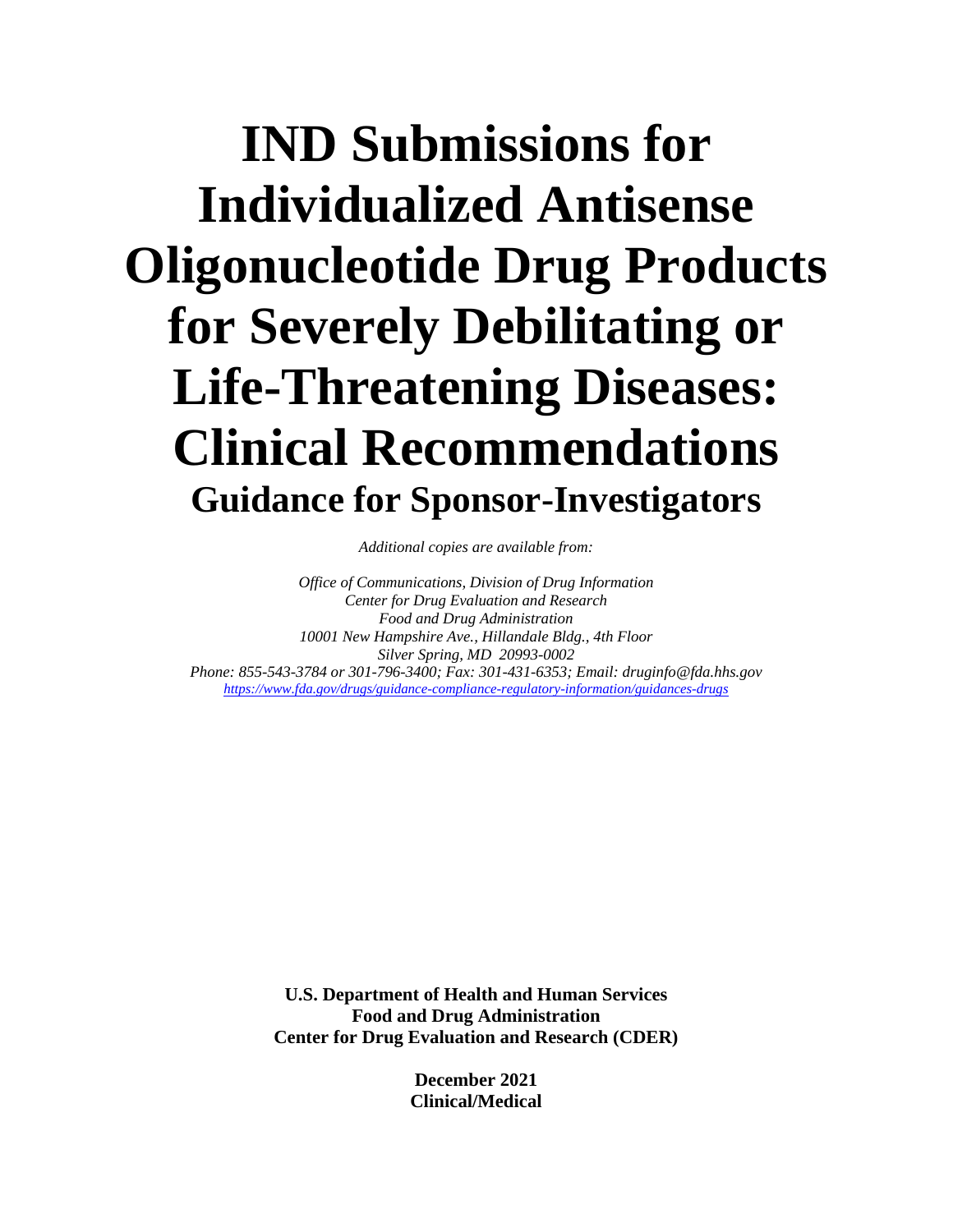# IND Submissions for Individualized Antisense Oligonucleotide Drug Products for Severely Debilitating or Life-Threatening Diseases: Clinical Recommendations

## Guidance for Sponsor-Investigators

*Additional copies are available from:*

*Office of Communications, Division of Drug Information*
*Center for Drug Evaluation and Research*
*Food and Drug Administration*
*10001 New Hampshire Ave., Hillandale Bldg., 4th Floor*
*Silver Spring, MD 20993-0002*
*Phone: 855-543-3784 or 301-796-3400; Fax: 301-431-6353; Email: druginfo@fda.hhs.gov*
*https://www.fda.gov/drugs/guidance-compliance-regulatory-information/guidances-drugs*

**U.S. Department of Health and Human Services**
**Food and Drug Administration**
**Center for Drug Evaluation and Research (CDER)**

**December 2021**
**Clinical/Medical**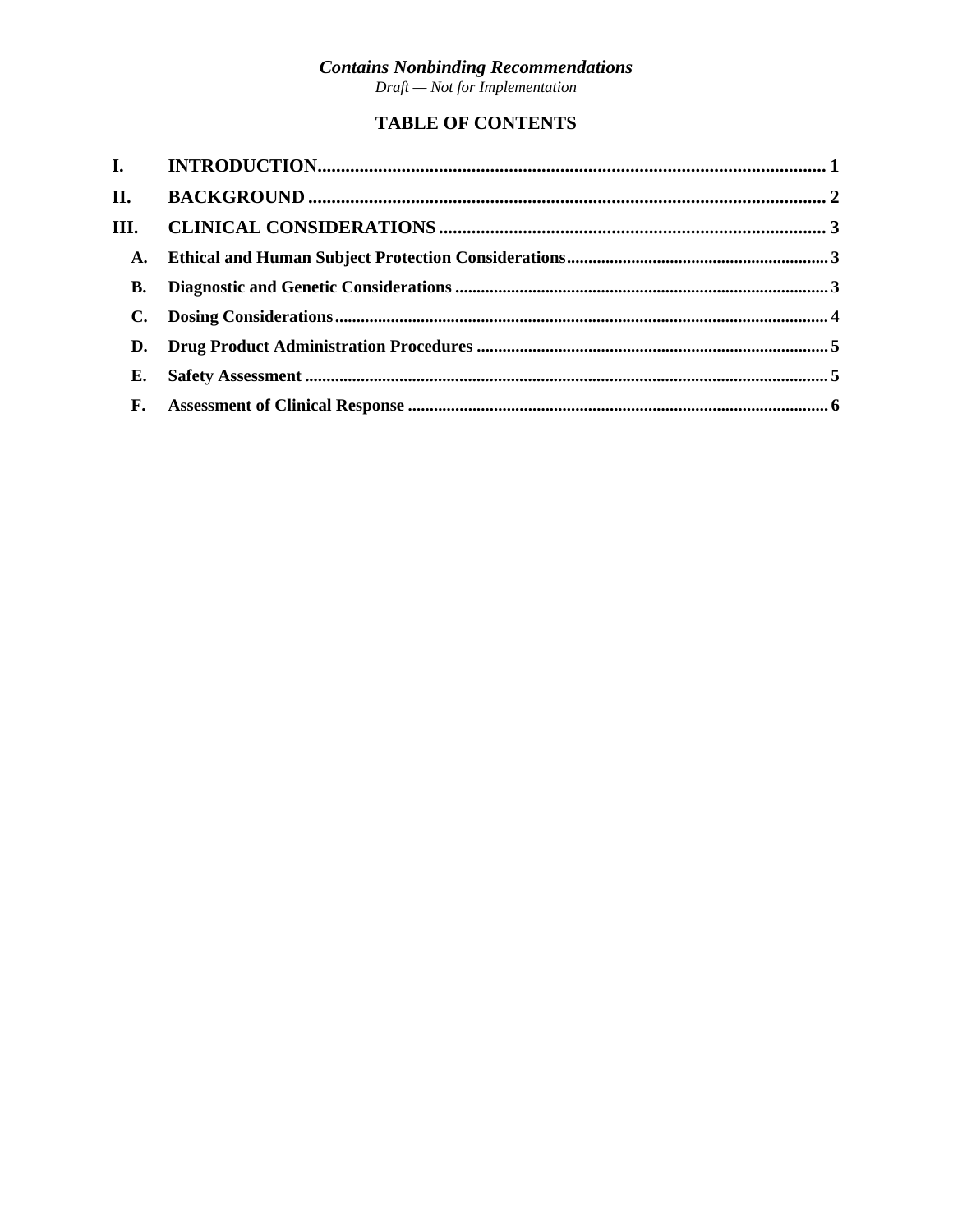*Contains Nonbinding Recommendations*

*Draft — Not for Implementation*

## TABLE OF CONTENTS

**I. INTRODUCTION** ..... 1

**II. BACKGROUND** ..... 2

**III. CLINICAL CONSIDERATIONS** ..... 3

- **A. Ethical and Human Subject Protection Considerations** ..... 3
- **B. Diagnostic and Genetic Considerations** ..... 3
- **C. Dosing Considerations** ..... 4
- **D. Drug Product Administration Procedures** ..... 5
- **E. Safety Assessment** ..... 5
- **F. Assessment of Clinical Response** ..... 6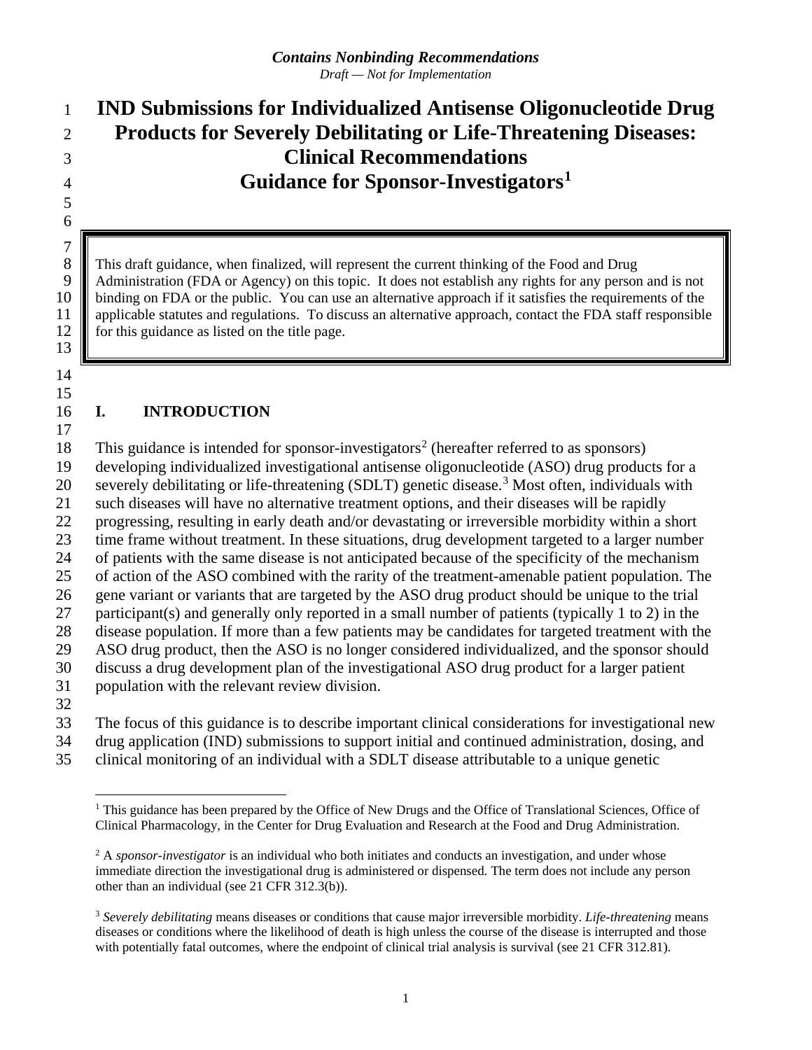*Contains Nonbinding Recommendations*
*Draft — Not for Implementation*

# IND Submissions for Individualized Antisense Oligonucleotide Drug Products for Severely Debilitating or Life-Threatening Diseases: Clinical Recommendations Guidance for Sponsor-Investigators[1]

This draft guidance, when finalized, will represent the current thinking of the Food and Drug Administration (FDA or Agency) on this topic. It does not establish any rights for any person and is not binding on FDA or the public. You can use an alternative approach if it satisfies the requirements of the applicable statutes and regulations. To discuss an alternative approach, contact the FDA staff responsible for this guidance as listed on the title page.

## I. INTRODUCTION

This guidance is intended for sponsor-investigators[2] (hereafter referred to as sponsors) developing individualized investigational antisense oligonucleotide (ASO) drug products for a severely debilitating or life-threatening (SDLT) genetic disease.[3] Most often, individuals with such diseases will have no alternative treatment options, and their diseases will be rapidly progressing, resulting in early death and/or devastating or irreversible morbidity within a short time frame without treatment. In these situations, drug development targeted to a larger number of patients with the same disease is not anticipated because of the specificity of the mechanism of action of the ASO combined with the rarity of the treatment-amenable patient population. The gene variant or variants that are targeted by the ASO drug product should be unique to the trial participant(s) and generally only reported in a small number of patients (typically 1 to 2) in the disease population. If more than a few patients may be candidates for targeted treatment with the ASO drug product, then the ASO is no longer considered individualized, and the sponsor should discuss a drug development plan of the investigational ASO drug product for a larger patient population with the relevant review division.

The focus of this guidance is to describe important clinical considerations for investigational new drug application (IND) submissions to support initial and continued administration, dosing, and clinical monitoring of an individual with a SDLT disease attributable to a unique genetic

---

[1] This guidance has been prepared by the Office of New Drugs and the Office of Translational Sciences, Office of Clinical Pharmacology, in the Center for Drug Evaluation and Research at the Food and Drug Administration.

[2] A *sponsor-investigator* is an individual who both initiates and conducts an investigation, and under whose immediate direction the investigational drug is administered or dispensed. The term does not include any person other than an individual (see 21 CFR 312.3(b)).

[3] *Severely debilitating* means diseases or conditions that cause major irreversible morbidity. *Life-threatening* means diseases or conditions where the likelihood of death is high unless the course of the disease is interrupted and those with potentially fatal outcomes, where the endpoint of clinical trial analysis is survival (see 21 CFR 312.81).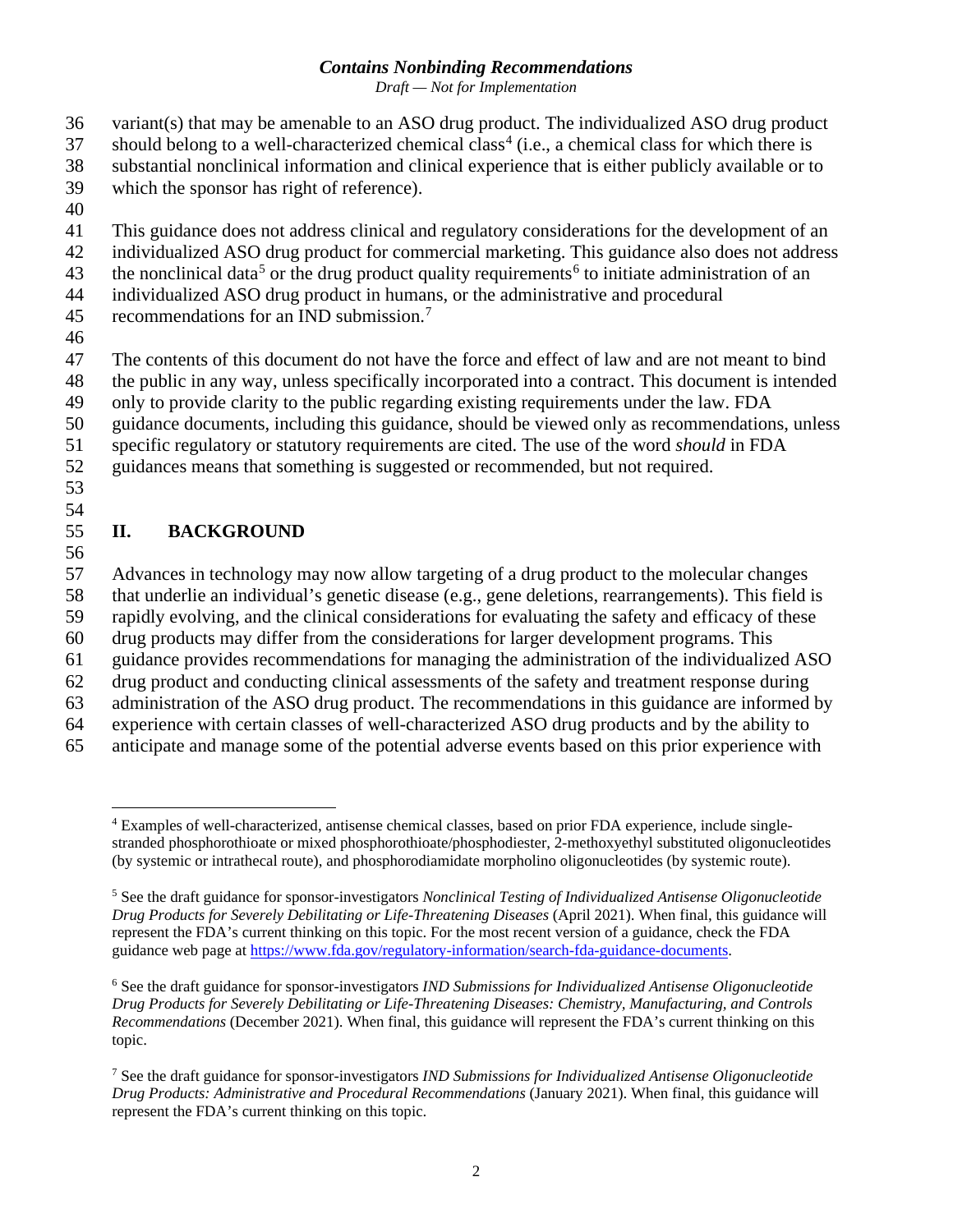variant(s) that may be amenable to an ASO drug product. The individualized ASO drug product should belong to a well-characterized chemical class[4] (i.e., a chemical class for which there is substantial nonclinical information and clinical experience that is either publicly available or to which the sponsor has right of reference).

This guidance does not address clinical and regulatory considerations for the development of an individualized ASO drug product for commercial marketing. This guidance also does not address the nonclinical data[5] or the drug product quality requirements[6] to initiate administration of an individualized ASO drug product in humans, or the administrative and procedural recommendations for an IND submission.[7]

The contents of this document do not have the force and effect of law and are not meant to bind the public in any way, unless specifically incorporated into a contract. This document is intended only to provide clarity to the public regarding existing requirements under the law. FDA guidance documents, including this guidance, should be viewed only as recommendations, unless specific regulatory or statutory requirements are cited. The use of the word *should* in FDA guidances means that something is suggested or recommended, but not required.

## II. BACKGROUND

Advances in technology may now allow targeting of a drug product to the molecular changes that underlie an individual's genetic disease (e.g., gene deletions, rearrangements). This field is rapidly evolving, and the clinical considerations for evaluating the safety and efficacy of these drug products may differ from the considerations for larger development programs. This guidance provides recommendations for managing the administration of the individualized ASO drug product and conducting clinical assessments of the safety and treatment response during administration of the ASO drug product. The recommendations in this guidance are informed by experience with certain classes of well-characterized ASO drug products and by the ability to anticipate and manage some of the potential adverse events based on this prior experience with

---

[4] Examples of well-characterized, antisense chemical classes, based on prior FDA experience, include single-stranded phosphorothioate or mixed phosphorothioate/phosphodiester, 2-methoxyethyl substituted oligonucleotides (by systemic or intrathecal route), and phosphorodiamidate morpholino oligonucleotides (by systemic route).

[5] See the draft guidance for sponsor-investigators *Nonclinical Testing of Individualized Antisense Oligonucleotide Drug Products for Severely Debilitating or Life-Threatening Diseases* (April 2021). When final, this guidance will represent the FDA's current thinking on this topic. For the most recent version of a guidance, check the FDA guidance web page at https://www.fda.gov/regulatory-information/search-fda-guidance-documents.

[6] See the draft guidance for sponsor-investigators *IND Submissions for Individualized Antisense Oligonucleotide Drug Products for Severely Debilitating or Life-Threatening Diseases: Chemistry, Manufacturing, and Controls Recommendations* (December 2021). When final, this guidance will represent the FDA's current thinking on this topic.

[7] See the draft guidance for sponsor-investigators *IND Submissions for Individualized Antisense Oligonucleotide Drug Products: Administrative and Procedural Recommendations* (January 2021). When final, this guidance will represent the FDA's current thinking on this topic.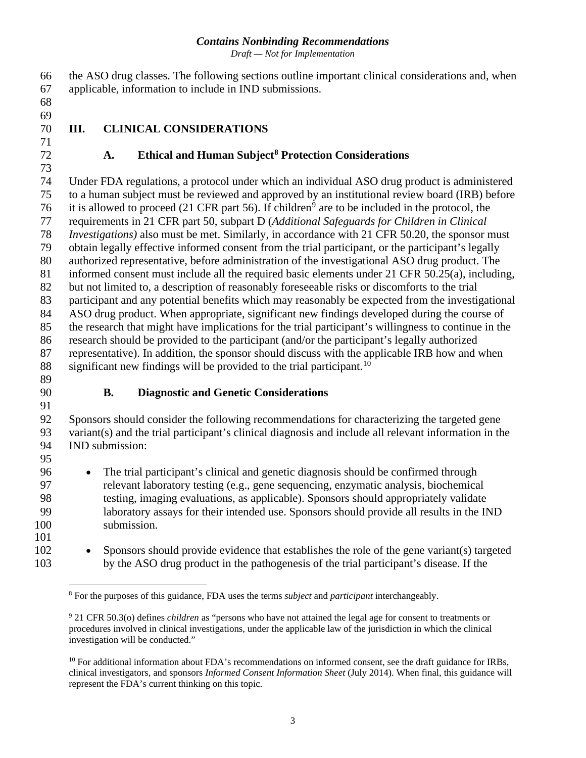the ASO drug classes. The following sections outline important clinical considerations and, when applicable, information to include in IND submissions.

## III. CLINICAL CONSIDERATIONS

### A. Ethical and Human Subject[8] Protection Considerations

Under FDA regulations, a protocol under which an individual ASO drug product is administered to a human subject must be reviewed and approved by an institutional review board (IRB) before it is allowed to proceed (21 CFR part 56). If children[9] are to be included in the protocol, the requirements in 21 CFR part 50, subpart D (*Additional Safeguards for Children in Clinical Investigations)* also must be met. Similarly, in accordance with 21 CFR 50.20, the sponsor must obtain legally effective informed consent from the trial participant, or the participant's legally authorized representative, before administration of the investigational ASO drug product. The informed consent must include all the required basic elements under 21 CFR 50.25(a), including, but not limited to, a description of reasonably foreseeable risks or discomforts to the trial participant and any potential benefits which may reasonably be expected from the investigational ASO drug product. When appropriate, significant new findings developed during the course of the research that might have implications for the trial participant's willingness to continue in the research should be provided to the participant (and/or the participant's legally authorized representative). In addition, the sponsor should discuss with the applicable IRB how and when significant new findings will be provided to the trial participant.[10]

### B. Diagnostic and Genetic Considerations

Sponsors should consider the following recommendations for characterizing the targeted gene variant(s) and the trial participant's clinical diagnosis and include all relevant information in the IND submission:

- The trial participant's clinical and genetic diagnosis should be confirmed through relevant laboratory testing (e.g., gene sequencing, enzymatic analysis, biochemical testing, imaging evaluations, as applicable). Sponsors should appropriately validate laboratory assays for their intended use. Sponsors should provide all results in the IND submission.

- Sponsors should provide evidence that establishes the role of the gene variant(s) targeted by the ASO drug product in the pathogenesis of the trial participant's disease. If the

---

[8] For the purposes of this guidance, FDA uses the terms *subject* and *participant* interchangeably.

[9] 21 CFR 50.3(o) defines *children* as "persons who have not attained the legal age for consent to treatments or procedures involved in clinical investigations, under the applicable law of the jurisdiction in which the clinical investigation will be conducted."

[10] For additional information about FDA's recommendations on informed consent, see the draft guidance for IRBs, clinical investigators, and sponsors *Informed Consent Information Sheet* (July 2014). When final, this guidance will represent the FDA's current thinking on this topic.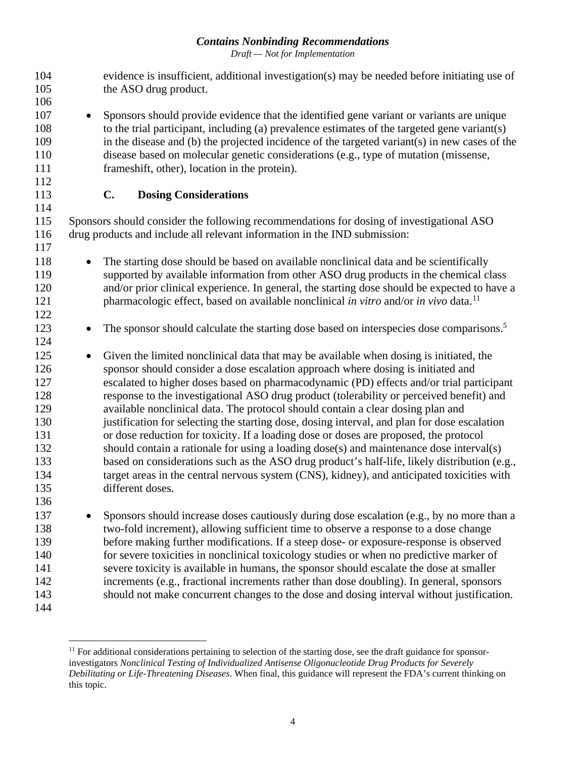evidence is insufficient, additional investigation(s) may be needed before initiating use of the ASO drug product.

- Sponsors should provide evidence that the identified gene variant or variants are unique to the trial participant, including (a) prevalence estimates of the targeted gene variant(s) in the disease and (b) the projected incidence of the targeted variant(s) in new cases of the disease based on molecular genetic considerations (e.g., type of mutation (missense, frameshift, other), location in the protein).

### C. Dosing Considerations

Sponsors should consider the following recommendations for dosing of investigational ASO drug products and include all relevant information in the IND submission:

- The starting dose should be based on available nonclinical data and be scientifically supported by available information from other ASO drug products in the chemical class and/or prior clinical experience. In general, the starting dose should be expected to have a pharmacologic effect, based on available nonclinical *in vitro* and/or *in vivo* data.[11]

- The sponsor should calculate the starting dose based on interspecies dose comparisons.[5]

- Given the limited nonclinical data that may be available when dosing is initiated, the sponsor should consider a dose escalation approach where dosing is initiated and escalated to higher doses based on pharmacodynamic (PD) effects and/or trial participant response to the investigational ASO drug product (tolerability or perceived benefit) and available nonclinical data. The protocol should contain a clear dosing plan and justification for selecting the starting dose, dosing interval, and plan for dose escalation or dose reduction for toxicity. If a loading dose or doses are proposed, the protocol should contain a rationale for using a loading dose(s) and maintenance dose interval(s) based on considerations such as the ASO drug product's half-life, likely distribution (e.g., target areas in the central nervous system (CNS), kidney), and anticipated toxicities with different doses.

- Sponsors should increase doses cautiously during dose escalation (e.g., by no more than a two-fold increment), allowing sufficient time to observe a response to a dose change before making further modifications. If a steep dose- or exposure-response is observed for severe toxicities in nonclinical toxicology studies or when no predictive marker of severe toxicity is available in humans, the sponsor should escalate the dose at smaller increments (e.g., fractional increments rather than dose doubling). In general, sponsors should not make concurrent changes to the dose and dosing interval without justification.

---

[11] For additional considerations pertaining to selection of the starting dose, see the draft guidance for sponsor-investigators *Nonclinical Testing of Individualized Antisense Oligonucleotide Drug Products for Severely Debilitating or Life-Threatening Diseases*. When final, this guidance will represent the FDA's current thinking on this topic.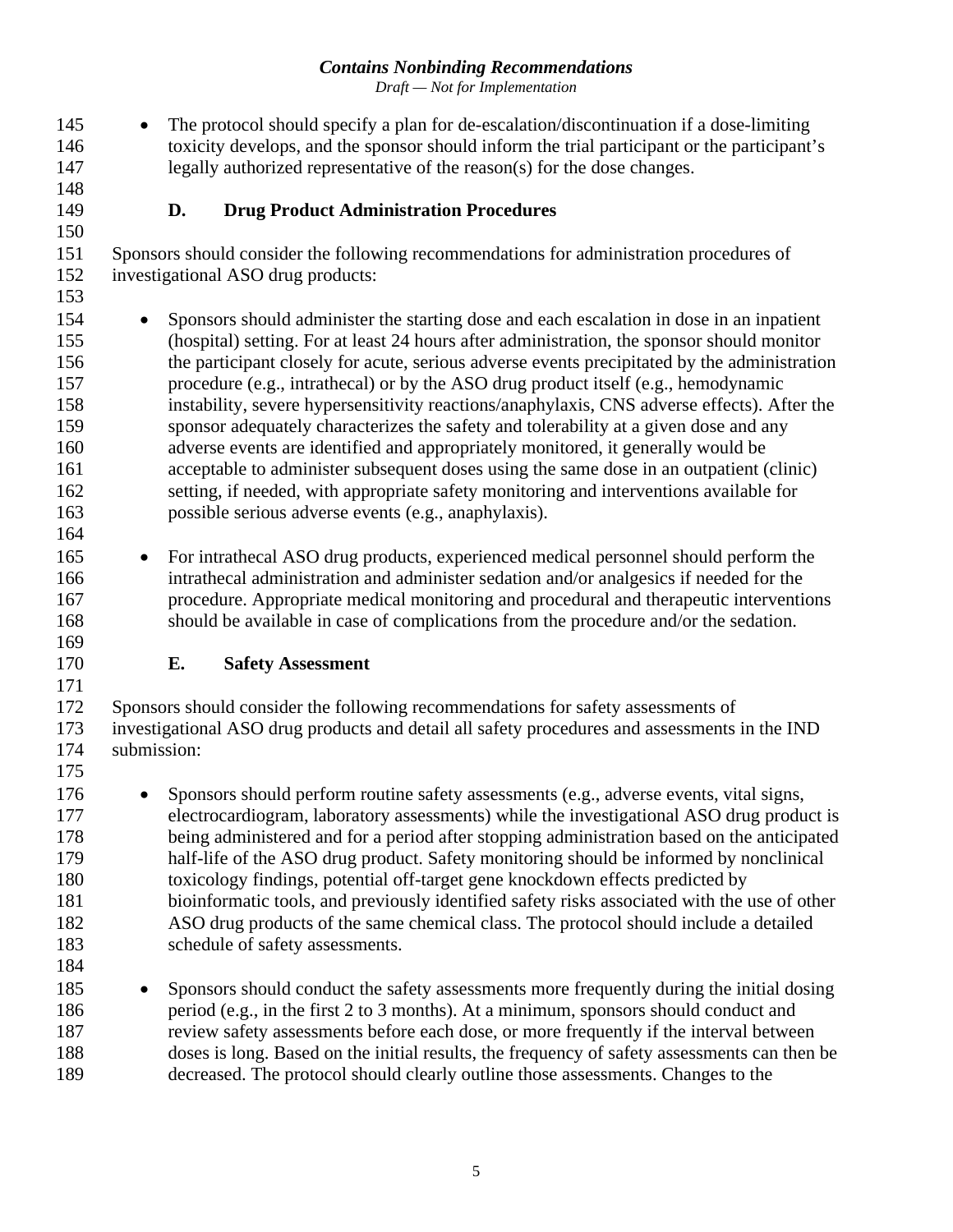- The protocol should specify a plan for de-escalation/discontinuation if a dose-limiting toxicity develops, and the sponsor should inform the trial participant or the participant's legally authorized representative of the reason(s) for the dose changes.

### D. Drug Product Administration Procedures

Sponsors should consider the following recommendations for administration procedures of investigational ASO drug products:

- Sponsors should administer the starting dose and each escalation in dose in an inpatient (hospital) setting. For at least 24 hours after administration, the sponsor should monitor the participant closely for acute, serious adverse events precipitated by the administration procedure (e.g., intrathecal) or by the ASO drug product itself (e.g., hemodynamic instability, severe hypersensitivity reactions/anaphylaxis, CNS adverse effects). After the sponsor adequately characterizes the safety and tolerability at a given dose and any adverse events are identified and appropriately monitored, it generally would be acceptable to administer subsequent doses using the same dose in an outpatient (clinic) setting, if needed, with appropriate safety monitoring and interventions available for possible serious adverse events (e.g., anaphylaxis).

- For intrathecal ASO drug products, experienced medical personnel should perform the intrathecal administration and administer sedation and/or analgesics if needed for the procedure. Appropriate medical monitoring and procedural and therapeutic interventions should be available in case of complications from the procedure and/or the sedation.

### E. Safety Assessment

Sponsors should consider the following recommendations for safety assessments of investigational ASO drug products and detail all safety procedures and assessments in the IND submission:

- Sponsors should perform routine safety assessments (e.g., adverse events, vital signs, electrocardiogram, laboratory assessments) while the investigational ASO drug product is being administered and for a period after stopping administration based on the anticipated half-life of the ASO drug product. Safety monitoring should be informed by nonclinical toxicology findings, potential off-target gene knockdown effects predicted by bioinformatic tools, and previously identified safety risks associated with the use of other ASO drug products of the same chemical class. The protocol should include a detailed schedule of safety assessments.

- Sponsors should conduct the safety assessments more frequently during the initial dosing period (e.g., in the first 2 to 3 months). At a minimum, sponsors should conduct and review safety assessments before each dose, or more frequently if the interval between doses is long. Based on the initial results, the frequency of safety assessments can then be decreased. The protocol should clearly outline those assessments. Changes to the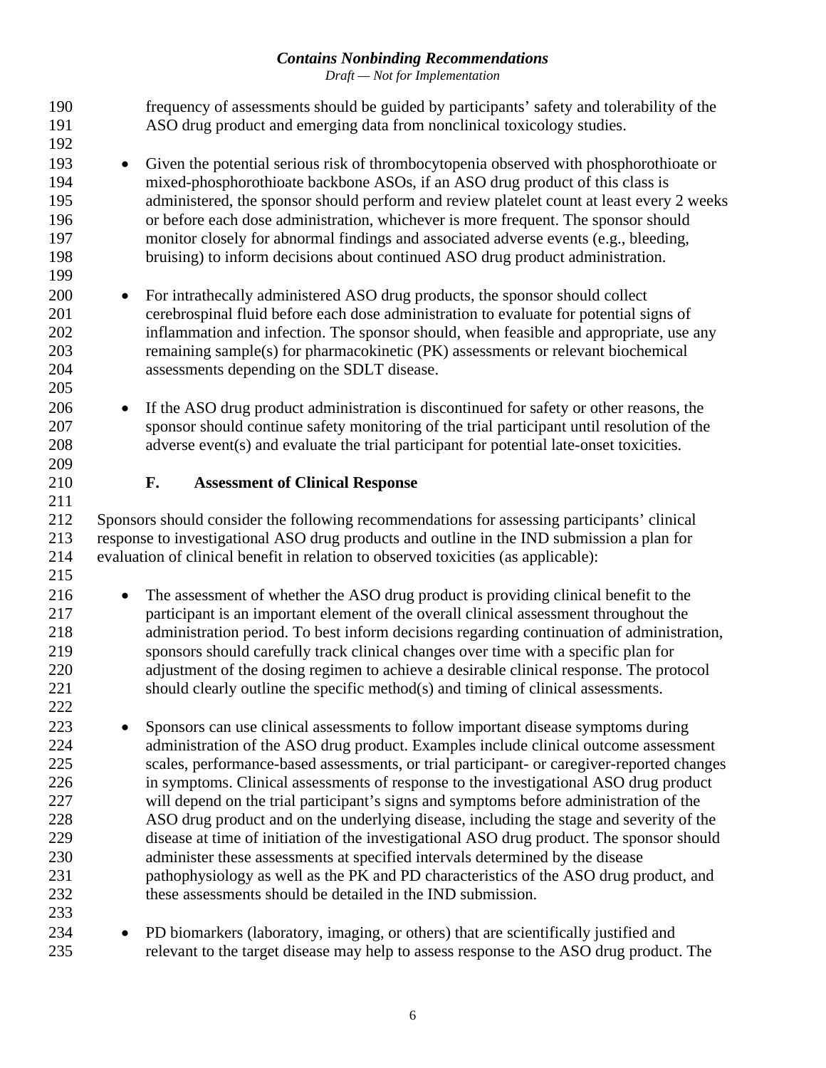frequency of assessments should be guided by participants' safety and tolerability of the ASO drug product and emerging data from nonclinical toxicology studies.

- Given the potential serious risk of thrombocytopenia observed with phosphorothioate or mixed-phosphorothioate backbone ASOs, if an ASO drug product of this class is administered, the sponsor should perform and review platelet count at least every 2 weeks or before each dose administration, whichever is more frequent. The sponsor should monitor closely for abnormal findings and associated adverse events (e.g., bleeding, bruising) to inform decisions about continued ASO drug product administration.

- For intrathecally administered ASO drug products, the sponsor should collect cerebrospinal fluid before each dose administration to evaluate for potential signs of inflammation and infection. The sponsor should, when feasible and appropriate, use any remaining sample(s) for pharmacokinetic (PK) assessments or relevant biochemical assessments depending on the SDLT disease.

- If the ASO drug product administration is discontinued for safety or other reasons, the sponsor should continue safety monitoring of the trial participant until resolution of the adverse event(s) and evaluate the trial participant for potential late-onset toxicities.

### F. Assessment of Clinical Response

Sponsors should consider the following recommendations for assessing participants' clinical response to investigational ASO drug products and outline in the IND submission a plan for evaluation of clinical benefit in relation to observed toxicities (as applicable):

- The assessment of whether the ASO drug product is providing clinical benefit to the participant is an important element of the overall clinical assessment throughout the administration period. To best inform decisions regarding continuation of administration, sponsors should carefully track clinical changes over time with a specific plan for adjustment of the dosing regimen to achieve a desirable clinical response. The protocol should clearly outline the specific method(s) and timing of clinical assessments.

- Sponsors can use clinical assessments to follow important disease symptoms during administration of the ASO drug product. Examples include clinical outcome assessment scales, performance-based assessments, or trial participant- or caregiver-reported changes in symptoms. Clinical assessments of response to the investigational ASO drug product will depend on the trial participant's signs and symptoms before administration of the ASO drug product and on the underlying disease, including the stage and severity of the disease at time of initiation of the investigational ASO drug product. The sponsor should administer these assessments at specified intervals determined by the disease pathophysiology as well as the PK and PD characteristics of the ASO drug product, and these assessments should be detailed in the IND submission.

- PD biomarkers (laboratory, imaging, or others) that are scientifically justified and relevant to the target disease may help to assess response to the ASO drug product. The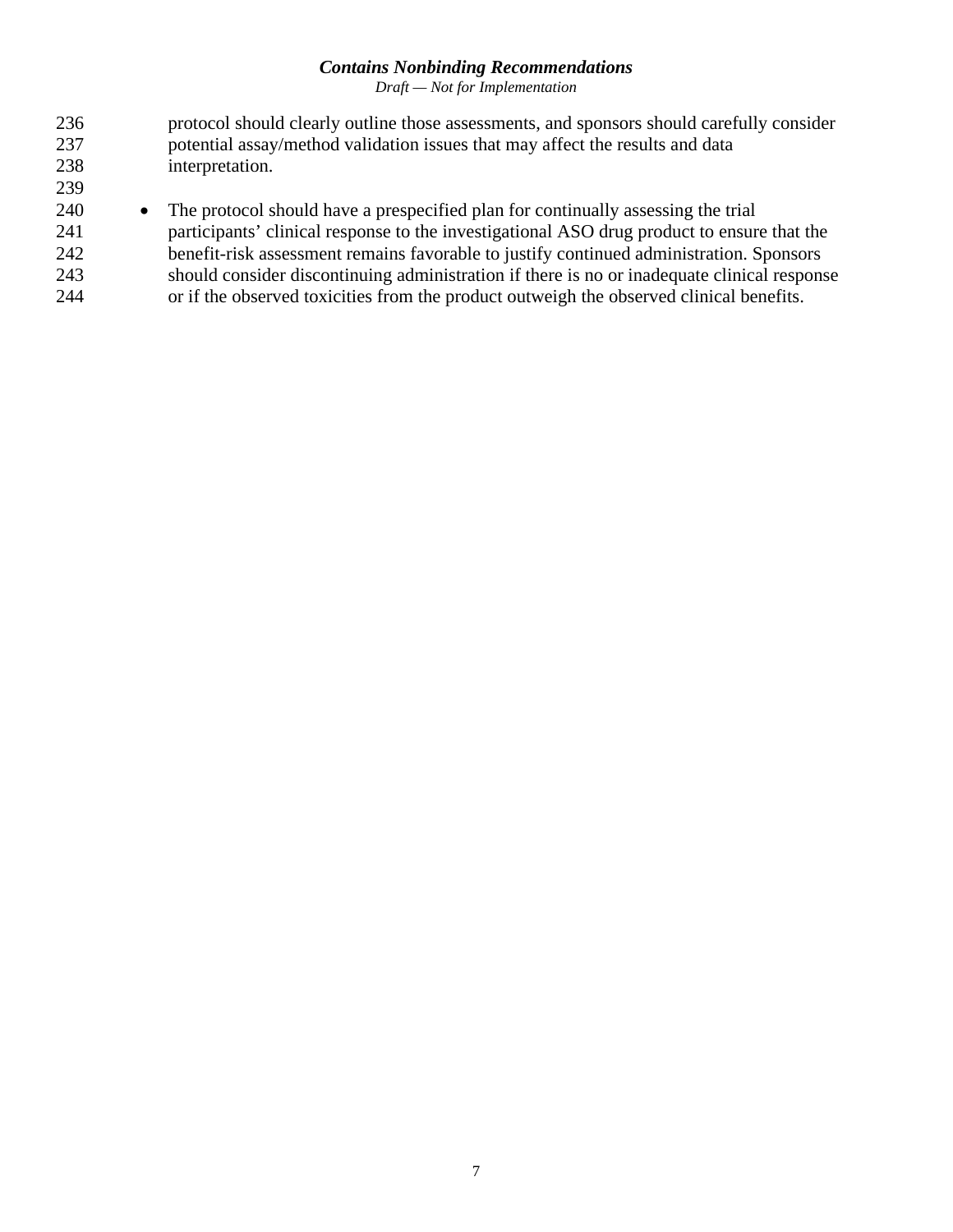protocol should clearly outline those assessments, and sponsors should carefully consider potential assay/method validation issues that may affect the results and data interpretation.

- The protocol should have a prespecified plan for continually assessing the trial participants' clinical response to the investigational ASO drug product to ensure that the benefit-risk assessment remains favorable to justify continued administration. Sponsors should consider discontinuing administration if there is no or inadequate clinical response or if the observed toxicities from the product outweigh the observed clinical benefits.